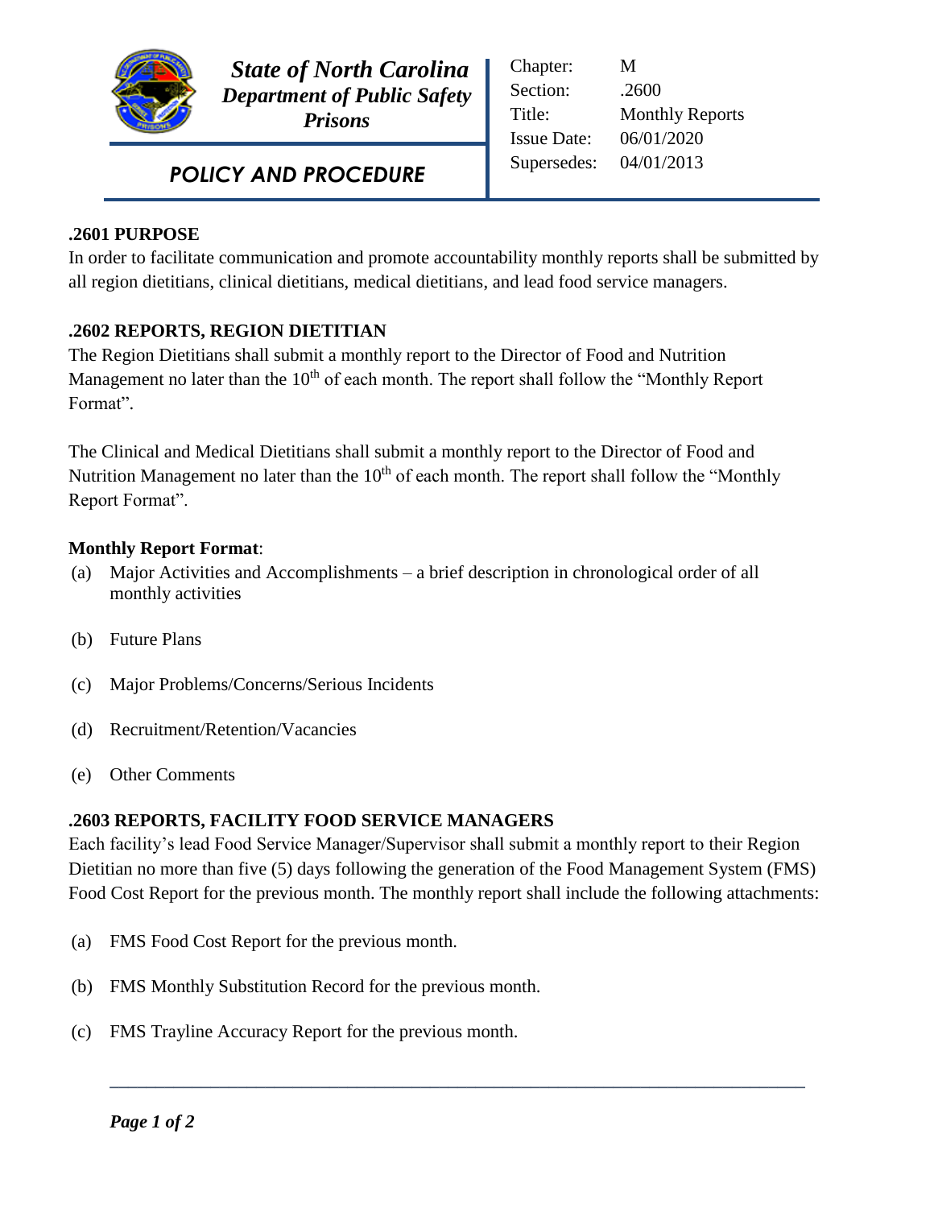**State of North Carolina**
**Department of Public Safety**
**Prisons**

| | |
|---|---|
| Chapter: | M |
| Section: | .2600 |
| Title: | Monthly Reports |
| Issue Date: | 06/01/2020 |
| Supersedes: | 04/01/2013 |

***POLICY AND PROCEDURE***

**.2601 PURPOSE**

In order to facilitate communication and promote accountability monthly reports shall be submitted by all region dietitians, clinical dietitians, medical dietitians, and lead food service managers.

**.2602 REPORTS, REGION DIETITIAN**

The Region Dietitians shall submit a monthly report to the Director of Food and Nutrition Management no later than the 10th of each month. The report shall follow the "Monthly Report Format".

The Clinical and Medical Dietitians shall submit a monthly report to the Director of Food and Nutrition Management no later than the 10th of each month. The report shall follow the "Monthly Report Format".

**Monthly Report Format**:

(a) Major Activities and Accomplishments – a brief description in chronological order of all monthly activities

(b) Future Plans

(c) Major Problems/Concerns/Serious Incidents

(d) Recruitment/Retention/Vacancies

(e) Other Comments

**.2603 REPORTS, FACILITY FOOD SERVICE MANAGERS**

Each facility's lead Food Service Manager/Supervisor shall submit a monthly report to their Region Dietitian no more than five (5) days following the generation of the Food Management System (FMS) Food Cost Report for the previous month. The monthly report shall include the following attachments:

(a) FMS Food Cost Report for the previous month.

(b) FMS Monthly Substitution Record for the previous month.

(c) FMS Trayline Accuracy Report for the previous month.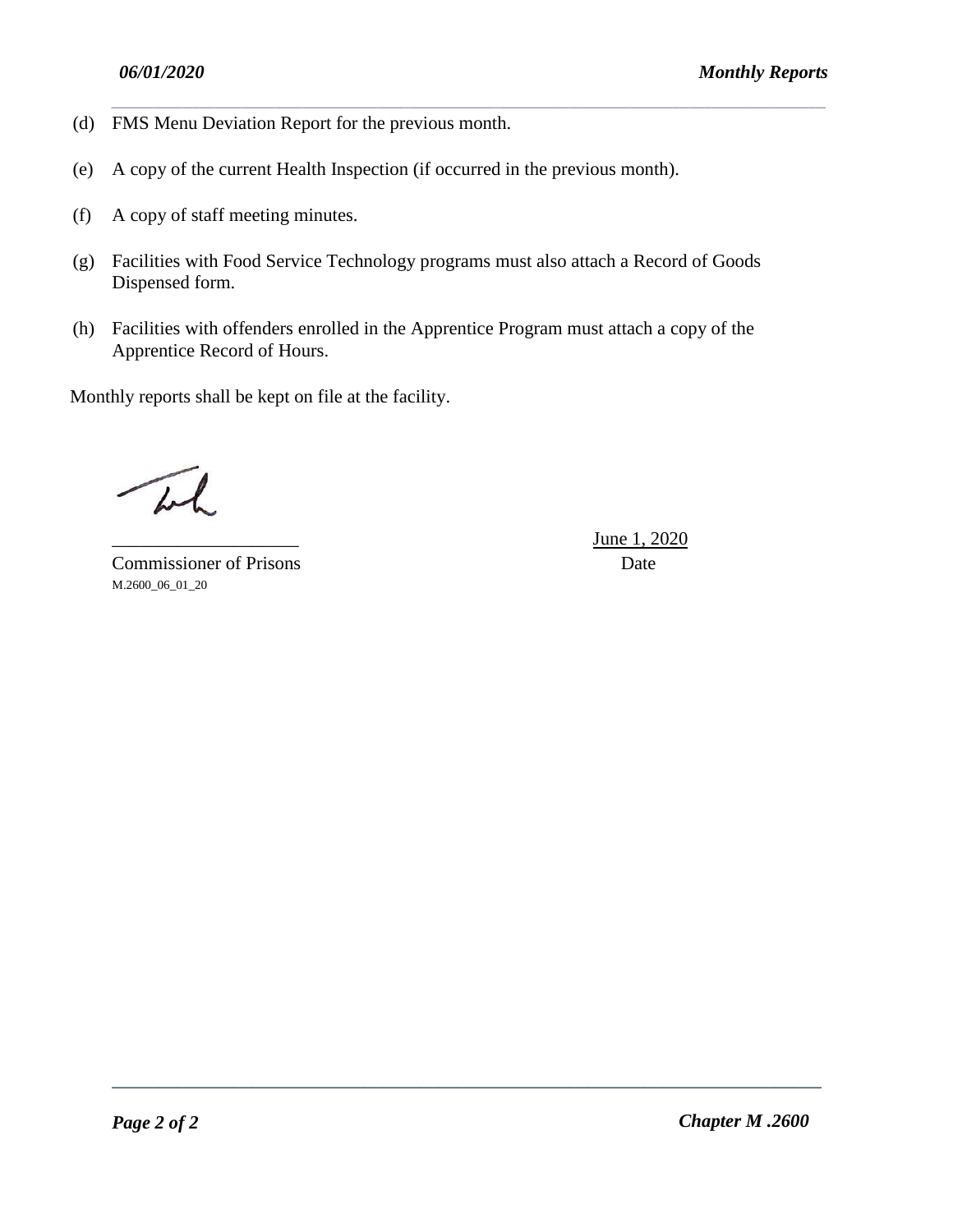(d) FMS Menu Deviation Report for the previous month.

(e) A copy of the current Health Inspection (if occurred in the previous month).

(f) A copy of staff meeting minutes.

(g) Facilities with Food Service Technology programs must also attach a Record of Goods Dispensed form.

(h) Facilities with offenders enrolled in the Apprentice Program must attach a copy of the Apprentice Record of Hours.

Monthly reports shall be kept on file at the facility.

___________________ June 1, 2020

Commissioner of Prisons Date

M.2600_06_01_20